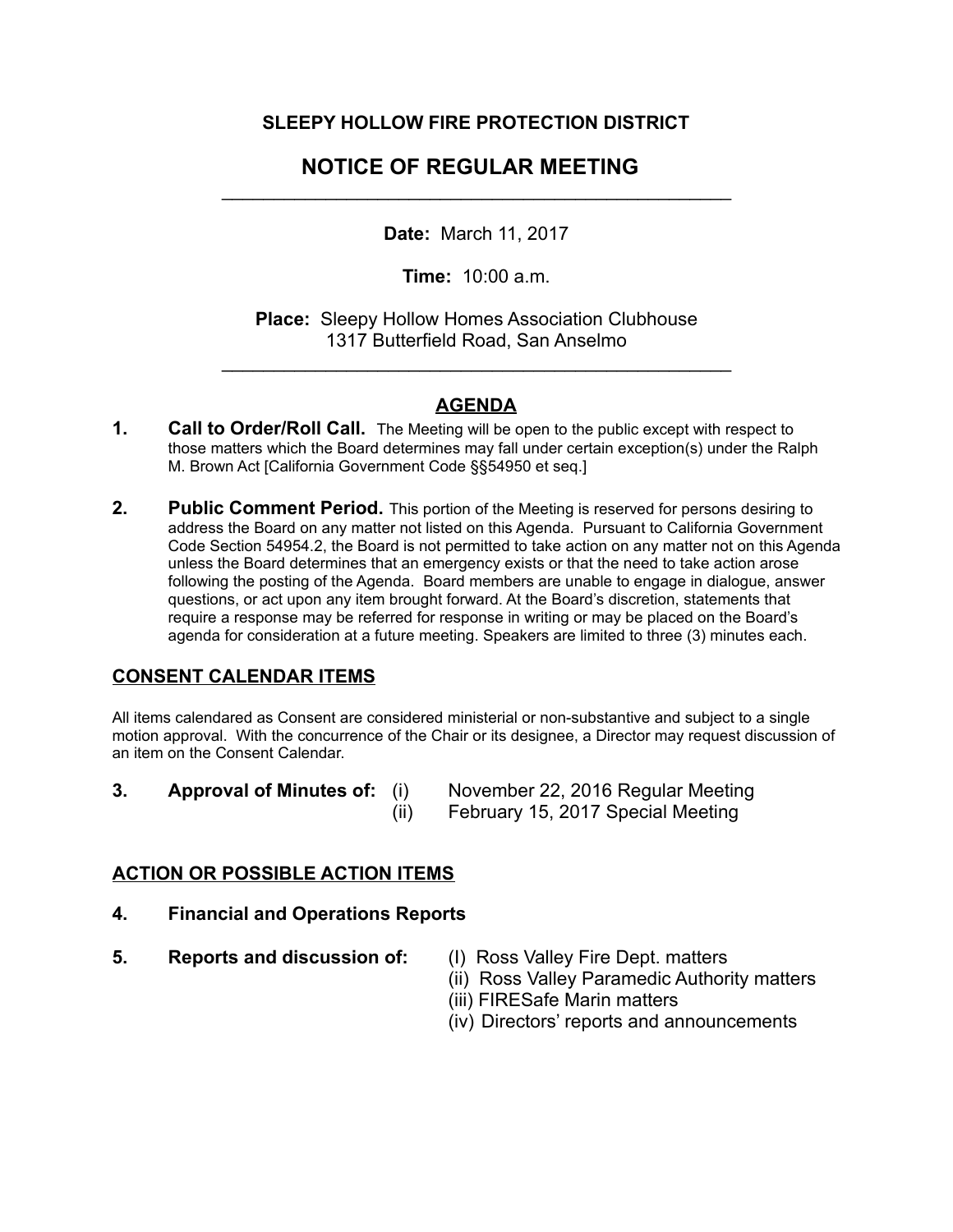**SLEEPY HOLLOW FIRE PROTECTION DISTRICT**

# NOTICE OF REGULAR MEETING

---

**Date:** March 11, 2017

**Time:** 10:00 a.m.

**Place:** Sleepy Hollow Homes Association Clubhouse
1317 Butterfield Road, San Anselmo

---

## AGENDA

**1. Call to Order/Roll Call.** The Meeting will be open to the public except with respect to those matters which the Board determines may fall under certain exception(s) under the Ralph M. Brown Act [California Government Code §§54950 et seq.]

**2. Public Comment Period.** This portion of the Meeting is reserved for persons desiring to address the Board on any matter not listed on this Agenda. Pursuant to California Government Code Section 54954.2, the Board is not permitted to take action on any matter not on this Agenda unless the Board determines that an emergency exists or that the need to take action arose following the posting of the Agenda. Board members are unable to engage in dialogue, answer questions, or act upon any item brought forward. At the Board's discretion, statements that require a response may be referred for response in writing or may be placed on the Board's agenda for consideration at a future meeting. Speakers are limited to three (3) minutes each.

## CONSENT CALENDAR ITEMS

All items calendared as Consent are considered ministerial or non-substantive and subject to a single motion approval. With the concurrence of the Chair or its designee, a Director may request discussion of an item on the Consent Calendar.

**3. Approval of Minutes of:**
- (i) November 22, 2016 Regular Meeting
- (ii) February 15, 2017 Special Meeting

## ACTION OR POSSIBLE ACTION ITEMS

**4. Financial and Operations Reports**

**5. Reports and discussion of:**
- (I) Ross Valley Fire Dept. matters
- (ii) Ross Valley Paramedic Authority matters
- (iii) FIRESafe Marin matters
- (iv) Directors' reports and announcements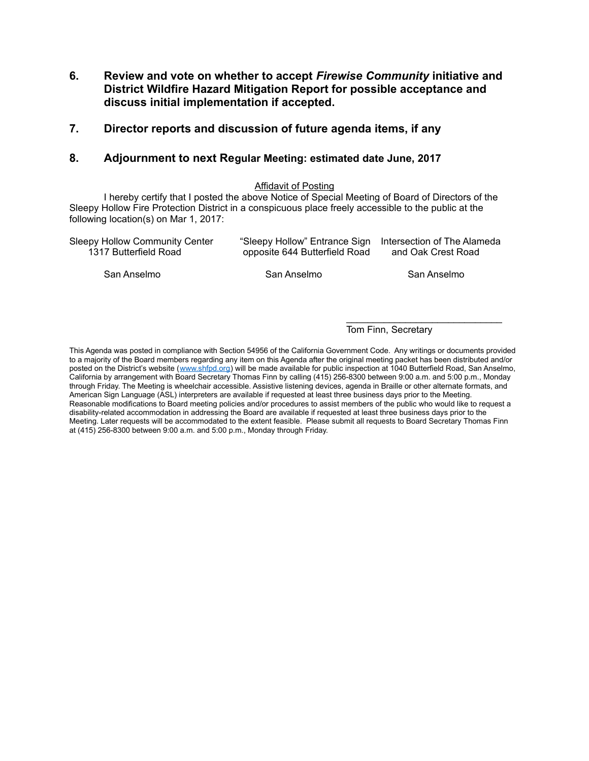**6. Review and vote on whether to accept *Firewise Community* initiative and District Wildfire Hazard Mitigation Report for possible acceptance and discuss initial implementation if accepted.**

**7. Director reports and discussion of future agenda items, if any**

**8. Adjournment to next Regular Meeting: estimated date June, 2017**

Affidavit of Posting

I hereby certify that I posted the above Notice of Special Meeting of Board of Directors of the Sleepy Hollow Fire Protection District in a conspicuous place freely accessible to the public at the following location(s) on Mar 1, 2017:

| | | |
|---|---|---|
| Sleepy Hollow Community Center<br>1317 Butterfield Road | "Sleepy Hollow" Entrance Sign<br>opposite 644 Butterfield Road | Intersection of The Alameda<br>and Oak Crest Road |
| San Anselmo | San Anselmo | San Anselmo |

\_\_\_\_\_\_\_\_\_\_\_\_\_\_\_\_\_\_\_\_\_\_\_\_\_\_\_\_\_\_

Tom Finn, Secretary

This Agenda was posted in compliance with Section 54956 of the California Government Code. Any writings or documents provided to a majority of the Board members regarding any item on this Agenda after the original meeting packet has been distributed and/or posted on the District's website (www.shfpd.org) will be made available for public inspection at 1040 Butterfield Road, San Anselmo, California by arrangement with Board Secretary Thomas Finn by calling (415) 256-8300 between 9:00 a.m. and 5:00 p.m., Monday through Friday. The Meeting is wheelchair accessible. Assistive listening devices, agenda in Braille or other alternate formats, and American Sign Language (ASL) interpreters are available if requested at least three business days prior to the Meeting. Reasonable modifications to Board meeting policies and/or procedures to assist members of the public who would like to request a disability-related accommodation in addressing the Board are available if requested at least three business days prior to the Meeting. Later requests will be accommodated to the extent feasible. Please submit all requests to Board Secretary Thomas Finn at (415) 256-8300 between 9:00 a.m. and 5:00 p.m., Monday through Friday.